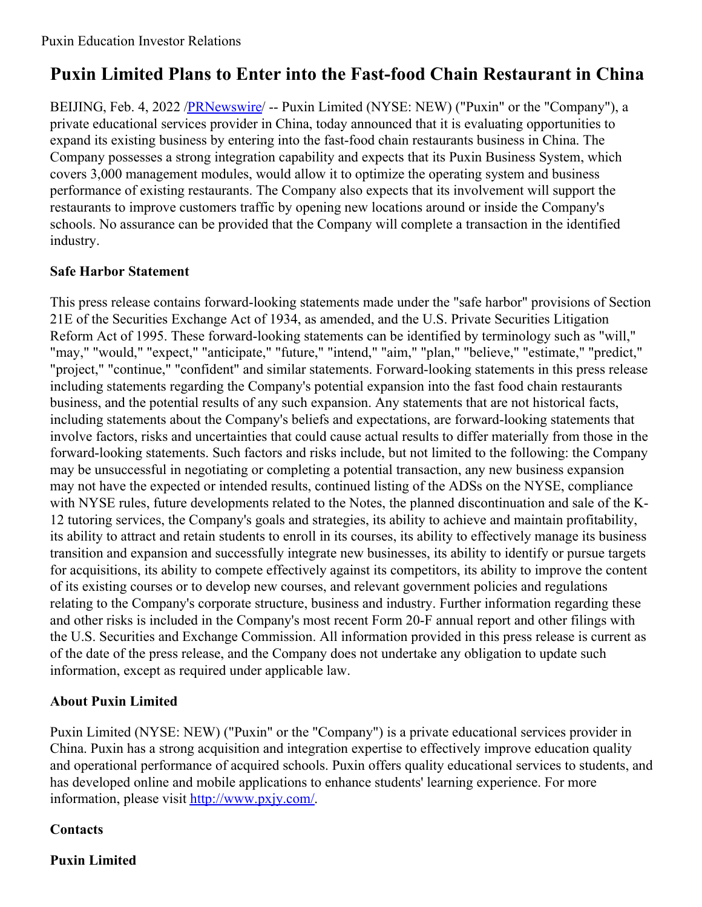Puxin Education Investor Relations

# Puxin Limited Plans to Enter into the Fast-food Chain Restaurant in China

BEIJING, Feb. 4, 2022 /[PRNewswire](http://www.prnewswire.com/)/ -- Puxin Limited (NYSE: NEW) ("Puxin" or the "Company"), a private educational services provider in China, today announced that it is evaluating opportunities to expand its existing business by entering into the fast-food chain restaurants business in China. The Company possesses a strong integration capability and expects that its Puxin Business System, which covers 3,000 management modules, would allow it to optimize the operating system and business performance of existing restaurants. The Company also expects that its involvement will support the restaurants to improve customers traffic by opening new locations around or inside the Company's schools. No assurance can be provided that the Company will complete a transaction in the identified industry.

### Safe Harbor Statement

This press release contains forward-looking statements made under the "safe harbor" provisions of Section 21E of the Securities Exchange Act of 1934, as amended, and the U.S. Private Securities Litigation Reform Act of 1995. These forward-looking statements can be identified by terminology such as "will," "may," "would," "expect," "anticipate," "future," "intend," "aim," "plan," "believe," "estimate," "predict," "project," "continue," "confident" and similar statements. Forward-looking statements in this press release including statements regarding the Company's potential expansion into the fast food chain restaurants business, and the potential results of any such expansion. Any statements that are not historical facts, including statements about the Company's beliefs and expectations, are forward-looking statements that involve factors, risks and uncertainties that could cause actual results to differ materially from those in the forward-looking statements. Such factors and risks include, but not limited to the following: the Company may be unsuccessful in negotiating or completing a potential transaction, any new business expansion may not have the expected or intended results, continued listing of the ADSs on the NYSE, compliance with NYSE rules, future developments related to the Notes, the planned discontinuation and sale of the K-12 tutoring services, the Company's goals and strategies, its ability to achieve and maintain profitability, its ability to attract and retain students to enroll in its courses, its ability to effectively manage its business transition and expansion and successfully integrate new businesses, its ability to identify or pursue targets for acquisitions, its ability to compete effectively against its competitors, its ability to improve the content of its existing courses or to develop new courses, and relevant government policies and regulations relating to the Company's corporate structure, business and industry. Further information regarding these and other risks is included in the Company's most recent Form 20-F annual report and other filings with the U.S. Securities and Exchange Commission. All information provided in this press release is current as of the date of the press release, and the Company does not undertake any obligation to update such information, except as required under applicable law.

### About Puxin Limited

Puxin Limited (NYSE: NEW) ("Puxin" or the "Company") is a private educational services provider in China. Puxin has a strong acquisition and integration expertise to effectively improve education quality and operational performance of acquired schools. Puxin offers quality educational services to students, and has developed online and mobile applications to enhance students' learning experience. For more information, please visit [http://www.pxjy.com/](http://www.pxjy.com/).

### Contacts

**Puxin Limited**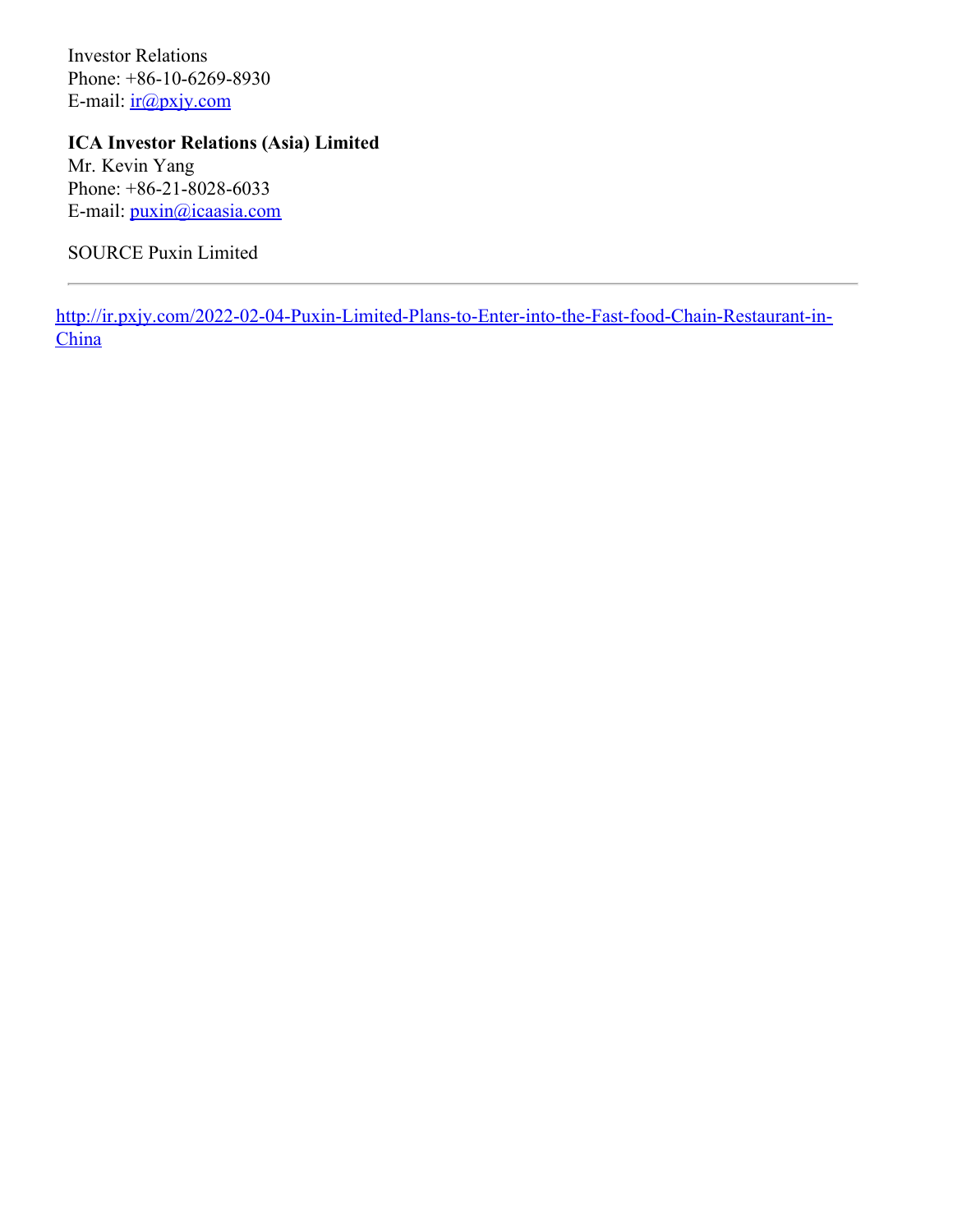Investor Relations
Phone: +86-10-6269-8930
E-mail: ir@pxjy.com

**ICA Investor Relations (Asia) Limited**
Mr. Kevin Yang
Phone: +86-21-8028-6033
E-mail: puxin@icaasia.com

SOURCE Puxin Limited

---

http://ir.pxjy.com/2022-02-04-Puxin-Limited-Plans-to-Enter-into-the-Fast-food-Chain-Restaurant-in-China